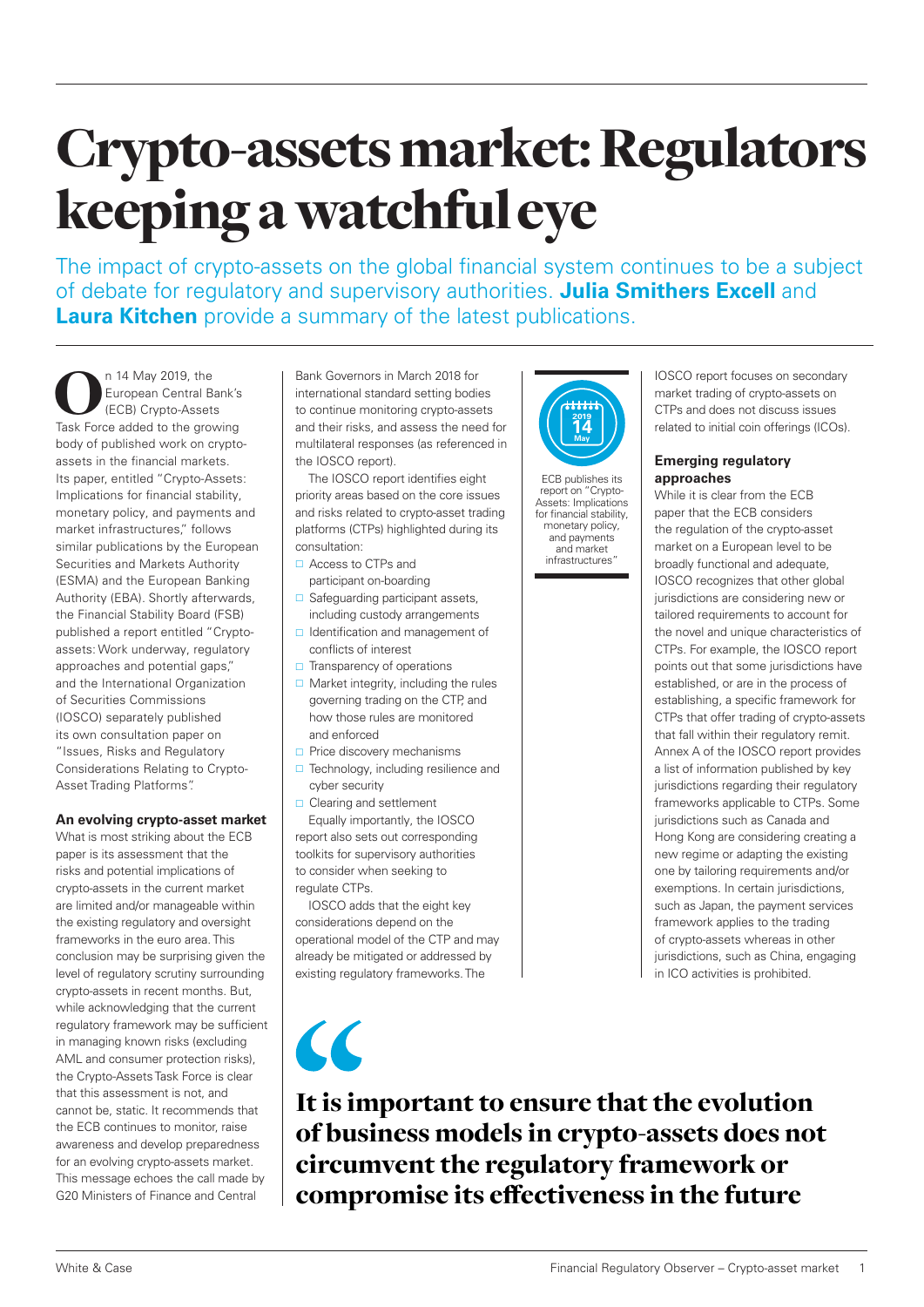# Crypto-assets market: Regulators keeping a watchful eye

The impact of crypto-assets on the global financial system continues to be a subject of debate for regulatory and supervisory authorities. **Julia Smithers Excell** and **Laura Kitchen** provide a summary of the latest publications.

On 14 May 2019, the European Central Bank's (ECB) Crypto-Assets Task Force added to the growing body of published work on crypto-assets in the financial markets. Its paper, entitled "Crypto-Assets: Implications for financial stability, monetary policy, and payments and market infrastructures," follows similar publications by the European Securities and Markets Authority (ESMA) and the European Banking Authority (EBA). Shortly afterwards, the Financial Stability Board (FSB) published a report entitled "Crypto-assets: Work underway, regulatory approaches and potential gaps," and the International Organization of Securities Commissions (IOSCO) separately published its own consultation paper on "Issues, Risks and Regulatory Considerations Relating to Crypto-Asset Trading Platforms".

### An evolving crypto-asset market

What is most striking about the ECB paper is its assessment that the risks and potential implications of crypto-assets in the current market are limited and/or manageable within the existing regulatory and oversight frameworks in the euro area. This conclusion may be surprising given the level of regulatory scrutiny surrounding crypto-assets in recent months. But, while acknowledging that the current regulatory framework may be sufficient in managing known risks (excluding AML and consumer protection risks), the Crypto-Assets Task Force is clear that this assessment is not, and cannot be, static. It recommends that the ECB continues to monitor, raise awareness and develop preparedness for an evolving crypto-assets market. This message echoes the call made by G20 Ministers of Finance and Central Bank Governors in March 2018 for international standard setting bodies to continue monitoring crypto-assets and their risks, and assess the need for multilateral responses (as referenced in the IOSCO report).

The IOSCO report identifies eight priority areas based on the core issues and risks related to crypto-asset trading platforms (CTPs) highlighted during its consultation:

- Access to CTPs and participant on-boarding
- Safeguarding participant assets, including custody arrangements
- Identification and management of conflicts of interest
- Transparency of operations
- Market integrity, including the rules governing trading on the CTP, and how those rules are monitored and enforced
- Price discovery mechanisms
- Technology, including resilience and cyber security
- Clearing and settlement

Equally importantly, the IOSCO report also sets out corresponding toolkits for supervisory authorities to consider when seeking to regulate CTPs.

IOSCO adds that the eight key considerations depend on the operational model of the CTP and may already be mitigated or addressed by existing regulatory frameworks. The IOSCO report focuses on secondary market trading of crypto-assets on CTPs and does not discuss issues related to initial coin offerings (ICOs).

2019 14 May

ECB publishes its report on "Crypto-Assets: Implications for financial stability, monetary policy, and payments and market infrastructures"

### Emerging regulatory approaches

While it is clear from the ECB paper that the ECB considers the regulation of the crypto-asset market on a European level to be broadly functional and adequate, IOSCO recognizes that other global jurisdictions are considering new or tailored requirements to account for the novel and unique characteristics of CTPs. For example, the IOSCO report points out that some jurisdictions have established, or are in the process of establishing, a specific framework for CTPs that offer trading of crypto-assets that fall within their regulatory remit. Annex A of the IOSCO report provides a list of information published by key jurisdictions regarding their regulatory frameworks applicable to CTPs. Some jurisdictions such as Canada and Hong Kong are considering creating a new regime or adapting the existing one by tailoring requirements and/or exemptions. In certain jurisdictions, such as Japan, the payment services framework applies to the trading of crypto-assets whereas in other jurisdictions, such as China, engaging in ICO activities is prohibited.

> **It is important to ensure that the evolution of business models in crypto-assets does not circumvent the regulatory framework or compromise its effectiveness in the future**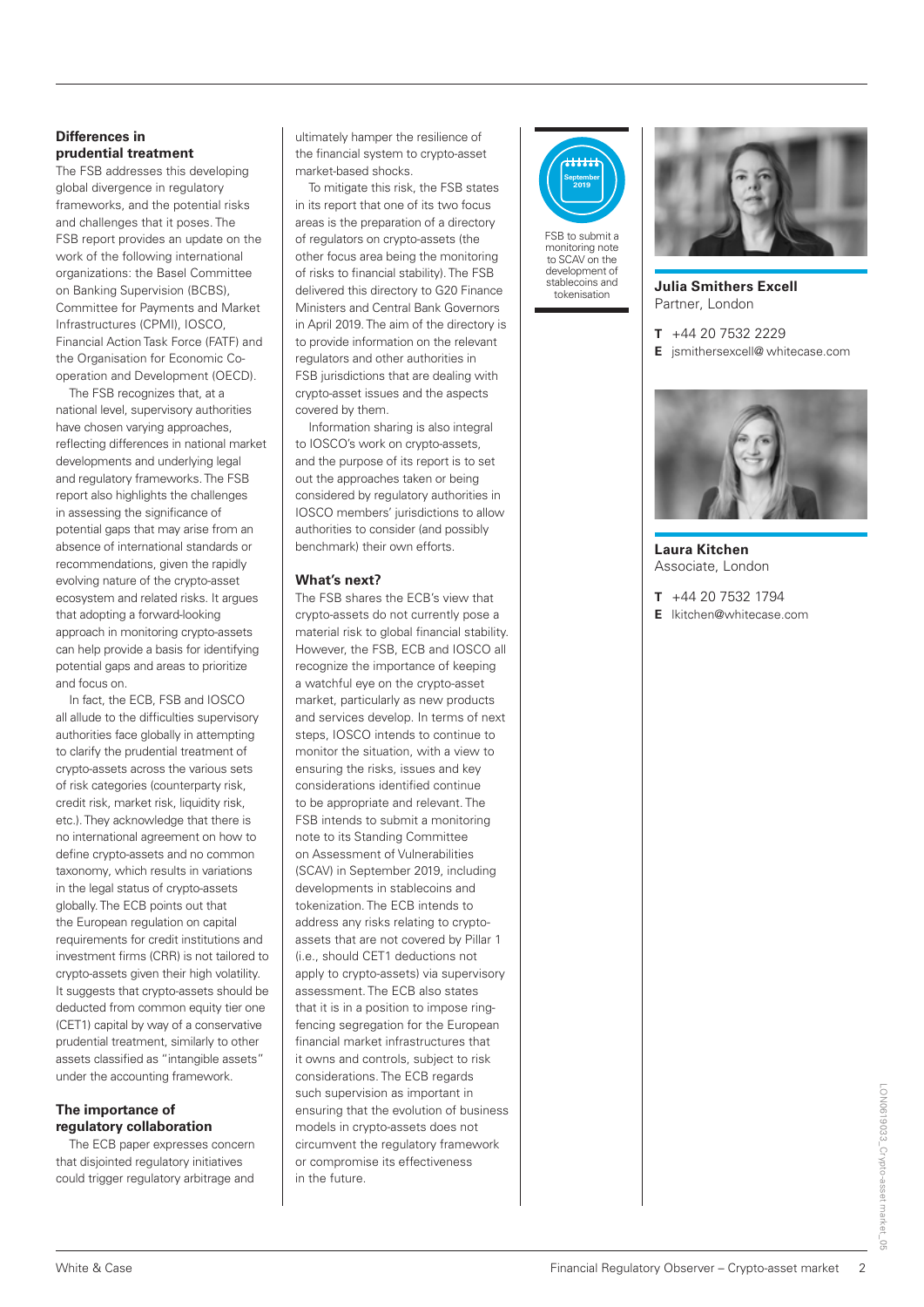### Differences in prudential treatment

The FSB addresses this developing global divergence in regulatory frameworks, and the potential risks and challenges that it poses. The FSB report provides an update on the work of the following international organizations: the Basel Committee on Banking Supervision (BCBS), Committee for Payments and Market Infrastructures (CPMI), IOSCO, Financial Action Task Force (FATF) and the Organisation for Economic Co-operation and Development (OECD).

The FSB recognizes that, at a national level, supervisory authorities have chosen varying approaches, reflecting differences in national market developments and underlying legal and regulatory frameworks. The FSB report also highlights the challenges in assessing the significance of potential gaps that may arise from an absence of international standards or recommendations, given the rapidly evolving nature of the crypto-asset ecosystem and related risks. It argues that adopting a forward-looking approach in monitoring crypto-assets can help provide a basis for identifying potential gaps and areas to prioritize and focus on.

In fact, the ECB, FSB and IOSCO all allude to the difficulties supervisory authorities face globally in attempting to clarify the prudential treatment of crypto-assets across the various sets of risk categories (counterparty risk, credit risk, market risk, liquidity risk, etc.). They acknowledge that there is no international agreement on how to define crypto-assets and no common taxonomy, which results in variations in the legal status of crypto-assets globally. The ECB points out that the European regulation on capital requirements for credit institutions and investment firms (CRR) is not tailored to crypto-assets given their high volatility. It suggests that crypto-assets should be deducted from common equity tier one (CET1) capital by way of a conservative prudential treatment, similarly to other assets classified as "intangible assets" under the accounting framework.

### The importance of regulatory collaboration

The ECB paper expresses concern that disjointed regulatory initiatives could trigger regulatory arbitrage and ultimately hamper the resilience of the financial system to crypto-asset market-based shocks.

To mitigate this risk, the FSB states in its report that one of its two focus areas is the preparation of a directory of regulators on crypto-assets (the other focus area being the monitoring of risks to financial stability). The FSB delivered this directory to G20 Finance Ministers and Central Bank Governors in April 2019. The aim of the directory is to provide information on the relevant regulators and other authorities in FSB jurisdictions that are dealing with crypto-asset issues and the aspects covered by them.

Information sharing is also integral to IOSCO's work on crypto-assets, and the purpose of its report is to set out the approaches taken or being considered by regulatory authorities in IOSCO members' jurisdictions to allow authorities to consider (and possibly benchmark) their own efforts.

### What's next?

The FSB shares the ECB's view that crypto-assets do not currently pose a material risk to global financial stability. However, the FSB, ECB and IOSCO all recognize the importance of keeping a watchful eye on the crypto-asset market, particularly as new products and services develop. In terms of next steps, IOSCO intends to continue to monitor the situation, with a view to ensuring the risks, issues and key considerations identified continue to be appropriate and relevant. The FSB intends to submit a monitoring note to its Standing Committee on Assessment of Vulnerabilities (SCAV) in September 2019, including developments in stablecoins and tokenization. The ECB intends to address any risks relating to crypto-assets that are not covered by Pillar 1 (i.e., should CET1 deductions not apply to crypto-assets) via supervisory assessment. The ECB also states that it is in a position to impose ring-fencing segregation for the European financial market infrastructures that it owns and controls, subject to risk considerations. The ECB regards such supervision as important in ensuring that the evolution of business models in crypto-assets does not circumvent the regulatory framework or compromise its effectiveness in the future.

September 2019

FSB to submit a monitoring note to SCAV on the development of stablecoins and tokenisation

**Julia Smithers Excell**
Partner, London

**T** +44 20 7532 2229
**E** jsmithersexcell@whitecase.com

**Laura Kitchen**
Associate, London

**T** +44 20 7532 1794
**E** lkitchen@whitecase.com

LON0619033_Crypto-asset market_05